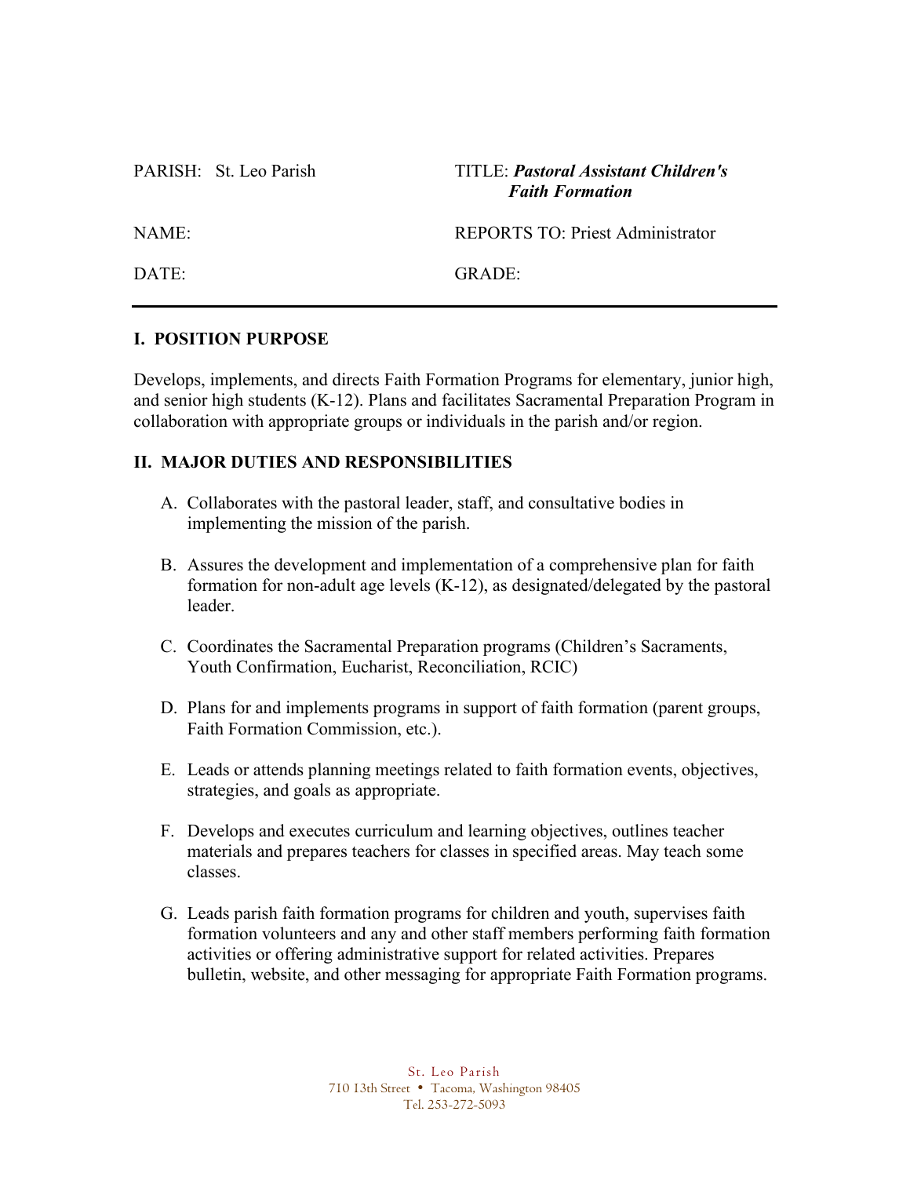| PARISH: St. Leo Parish | TITLE: ***Pastoral Assistant Children's Faith Formation*** |
|---|---|
| NAME: | REPORTS TO: Priest Administrator |
| DATE: | GRADE: |

---

## I. POSITION PURPOSE

Develops, implements, and directs Faith Formation Programs for elementary, junior high, and senior high students (K-12). Plans and facilitates Sacramental Preparation Program in collaboration with appropriate groups or individuals in the parish and/or region.

## II. MAJOR DUTIES AND RESPONSIBILITIES

A. Collaborates with the pastoral leader, staff, and consultative bodies in implementing the mission of the parish.

B. Assures the development and implementation of a comprehensive plan for faith formation for non-adult age levels (K-12), as designated/delegated by the pastoral leader.

C. Coordinates the Sacramental Preparation programs (Children's Sacraments, Youth Confirmation, Eucharist, Reconciliation, RCIC)

D. Plans for and implements programs in support of faith formation (parent groups, Faith Formation Commission, etc.).

E. Leads or attends planning meetings related to faith formation events, objectives, strategies, and goals as appropriate.

F. Develops and executes curriculum and learning objectives, outlines teacher materials and prepares teachers for classes in specified areas. May teach some classes.

G. Leads parish faith formation programs for children and youth, supervises faith formation volunteers and any and other staff members performing faith formation activities or offering administrative support for related activities. Prepares bulletin, website, and other messaging for appropriate Faith Formation programs.

St. Leo Parish
710 13th Street • Tacoma, Washington 98405
Tel. 253-272-5093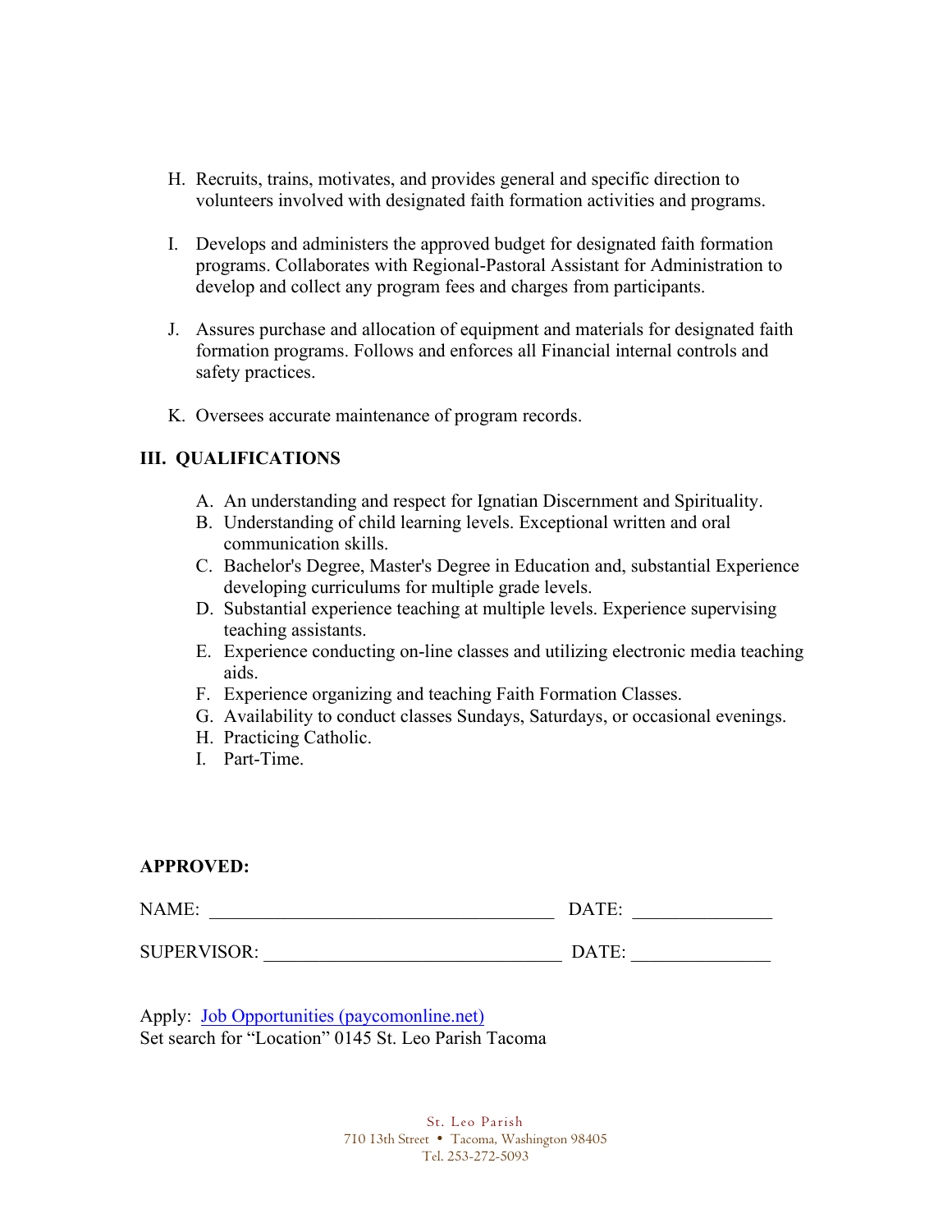H. Recruits, trains, motivates, and provides general and specific direction to volunteers involved with designated faith formation activities and programs.

I. Develops and administers the approved budget for designated faith formation programs. Collaborates with Regional-Pastoral Assistant for Administration to develop and collect any program fees and charges from participants.

J. Assures purchase and allocation of equipment and materials for designated faith formation programs. Follows and enforces all Financial internal controls and safety practices.

K. Oversees accurate maintenance of program records.

## III. QUALIFICATIONS

A. An understanding and respect for Ignatian Discernment and Spirituality.
B. Understanding of child learning levels. Exceptional written and oral communication skills.
C. Bachelor's Degree, Master's Degree in Education and, substantial Experience developing curriculums for multiple grade levels.
D. Substantial experience teaching at multiple levels. Experience supervising teaching assistants.
E. Experience conducting on-line classes and utilizing electronic media teaching aids.
F. Experience organizing and teaching Faith Formation Classes.
G. Availability to conduct classes Sundays, Saturdays, or occasional evenings.
H. Practicing Catholic.
I. Part-Time.

**APPROVED:**

NAME: ____________________________________ DATE: ______________

SUPERVISOR: _______________________________ DATE: ______________

Apply: [Job Opportunities (paycomonline.net)]
Set search for "Location" 0145 St. Leo Parish Tacoma

St. Leo Parish
710 13th Street • Tacoma, Washington 98405
Tel. 253-272-5093